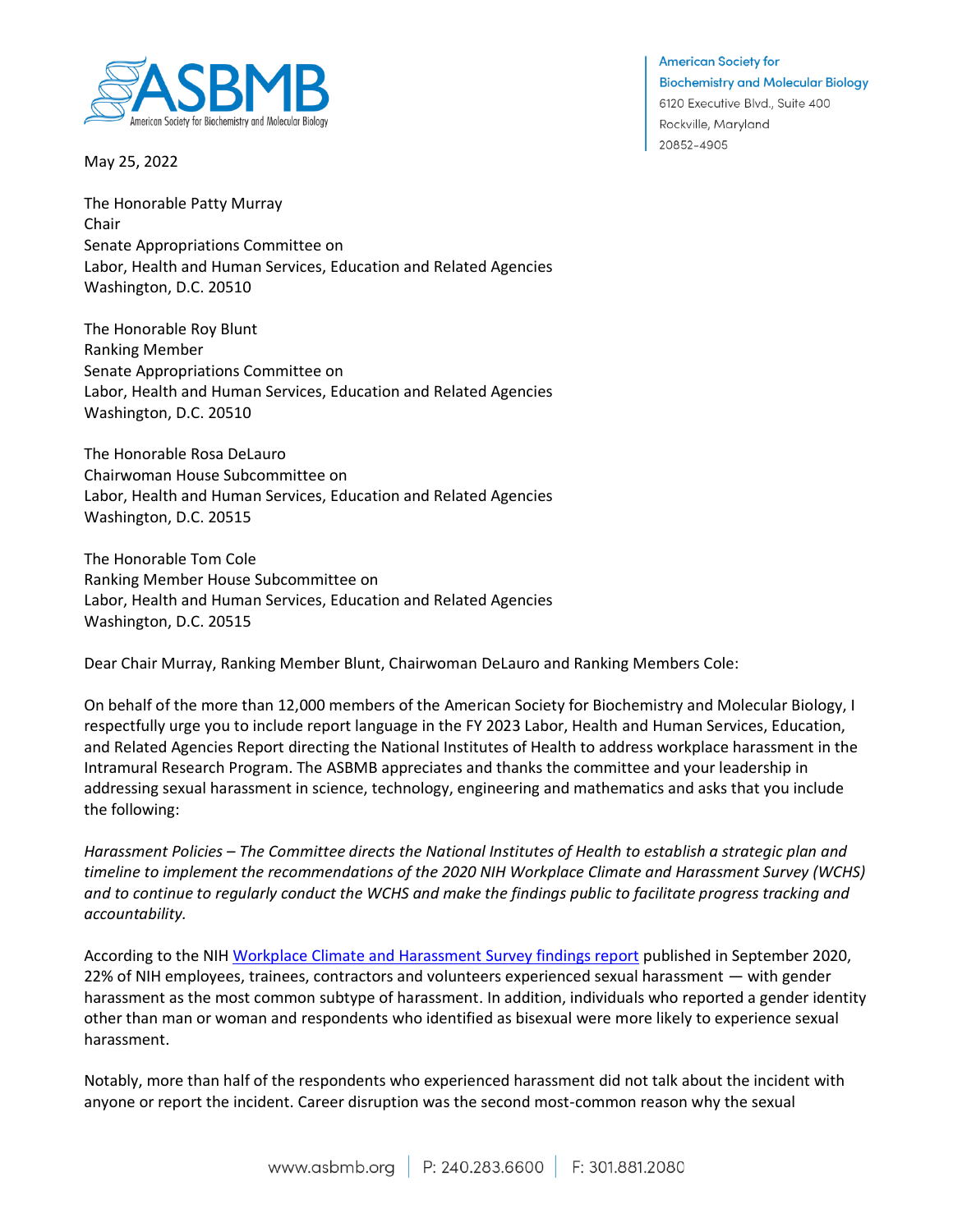American Society for Biochemistry and Molecular Biology
6120 Executive Blvd., Suite 400
Rockville, Maryland
20852-4905

May 25, 2022

The Honorable Patty Murray
Chair
Senate Appropriations Committee on
Labor, Health and Human Services, Education and Related Agencies
Washington, D.C. 20510

The Honorable Roy Blunt
Ranking Member
Senate Appropriations Committee on
Labor, Health and Human Services, Education and Related Agencies
Washington, D.C. 20510

The Honorable Rosa DeLauro
Chairwoman House Subcommittee on
Labor, Health and Human Services, Education and Related Agencies
Washington, D.C. 20515

The Honorable Tom Cole
Ranking Member House Subcommittee on
Labor, Health and Human Services, Education and Related Agencies
Washington, D.C. 20515

Dear Chair Murray, Ranking Member Blunt, Chairwoman DeLauro and Ranking Members Cole:

On behalf of the more than 12,000 members of the American Society for Biochemistry and Molecular Biology, I respectfully urge you to include report language in the FY 2023 Labor, Health and Human Services, Education, and Related Agencies Report directing the National Institutes of Health to address workplace harassment in the Intramural Research Program. The ASBMB appreciates and thanks the committee and your leadership in addressing sexual harassment in science, technology, engineering and mathematics and asks that you include the following:

*Harassment Policies – The Committee directs the National Institutes of Health to establish a strategic plan and timeline to implement the recommendations of the 2020 NIH Workplace Climate and Harassment Survey (WCHS) and to continue to regularly conduct the WCHS and make the findings public to facilitate progress tracking and accountability.*

According to the NIH Workplace Climate and Harassment Survey findings report published in September 2020, 22% of NIH employees, trainees, contractors and volunteers experienced sexual harassment — with gender harassment as the most common subtype of harassment. In addition, individuals who reported a gender identity other than man or woman and respondents who identified as bisexual were more likely to experience sexual harassment.

Notably, more than half of the respondents who experienced harassment did not talk about the incident with anyone or report the incident. Career disruption was the second most-common reason why the sexual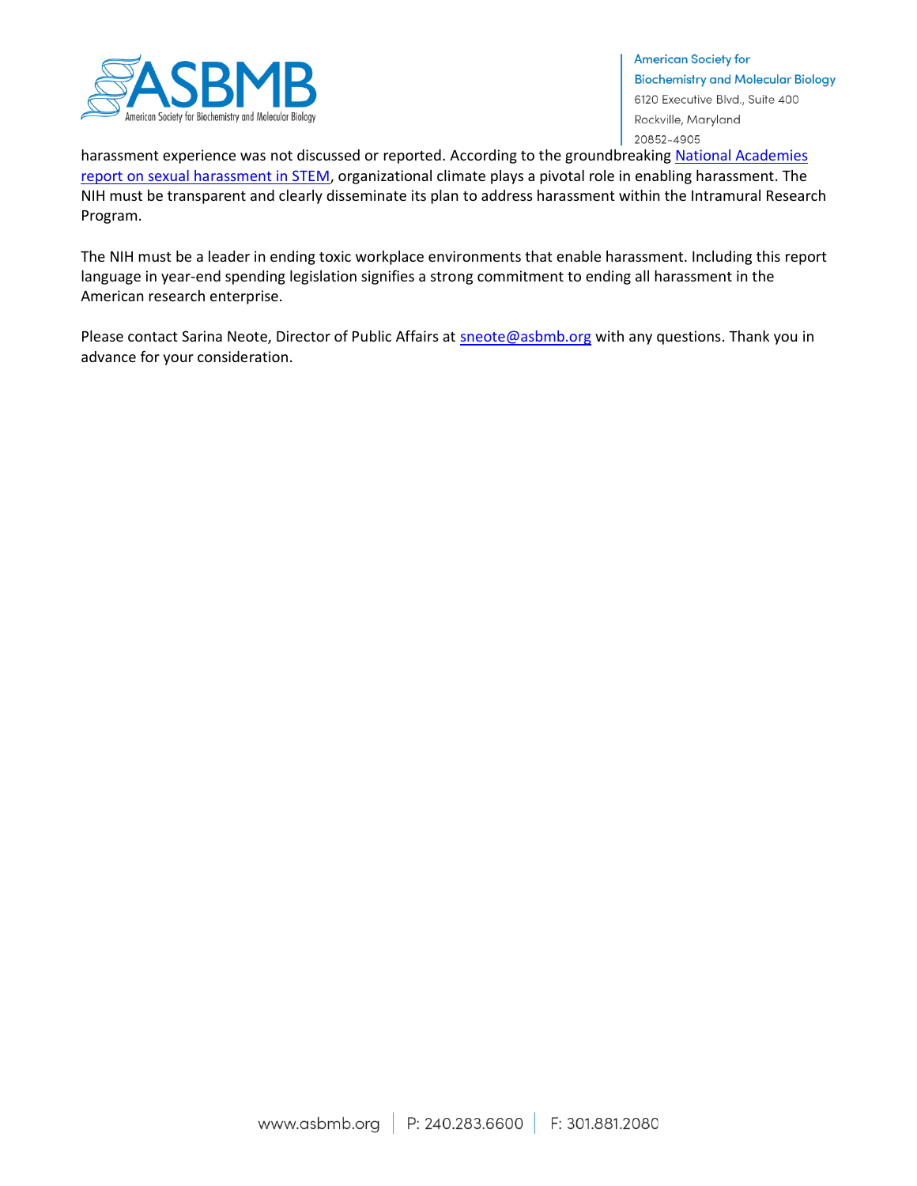harassment experience was not discussed or reported. According to the groundbreaking [National Academies report on sexual harassment in STEM](), organizational climate plays a pivotal role in enabling harassment. The NIH must be transparent and clearly disseminate its plan to address harassment within the Intramural Research Program.

The NIH must be a leader in ending toxic workplace environments that enable harassment. Including this report language in year-end spending legislation signifies a strong commitment to ending all harassment in the American research enterprise.

Please contact Sarina Neote, Director of Public Affairs at [sneote@asbmb.org](mailto:sneote@asbmb.org) with any questions. Thank you in advance for your consideration.